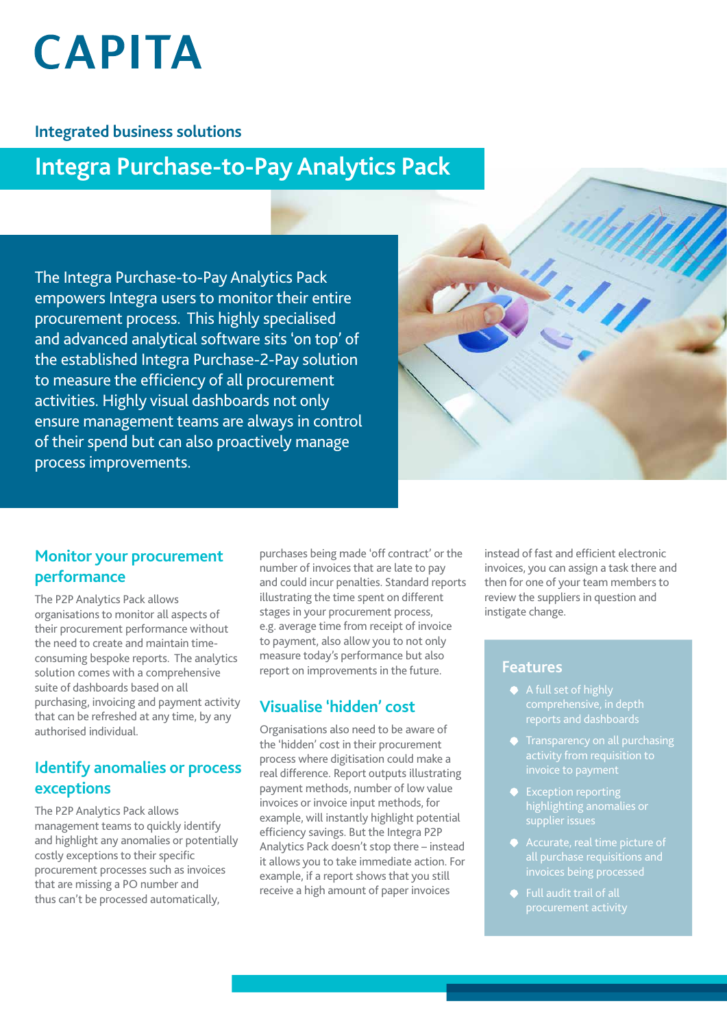# CAPITA

## Integrated business solutions

# Integra Purchase-to-Pay Analytics Pack

The Integra Purchase-to-Pay Analytics Pack empowers Integra users to monitor their entire procurement process. This highly specialised and advanced analytical software sits 'on top' of the established Integra Purchase-2-Pay solution to measure the efficiency of all procurement activities. Highly visual dashboards not only ensure management teams are always in control of their spend but can also proactively manage process improvements.

## Monitor your procurement performance

The P2P Analytics Pack allows organisations to monitor all aspects of their procurement performance without the need to create and maintain time-consuming bespoke reports. The analytics solution comes with a comprehensive suite of dashboards based on all purchasing, invoicing and payment activity that can be refreshed at any time, by any authorised individual.

## Identify anomalies or process exceptions

The P2P Analytics Pack allows management teams to quickly identify and highlight any anomalies or potentially costly exceptions to their specific procurement processes such as invoices that are missing a PO number and thus can't be processed automatically, purchases being made 'off contract' or the number of invoices that are late to pay and could incur penalties. Standard reports illustrating the time spent on different stages in your procurement process, e.g. average time from receipt of invoice to payment, also allow you to not only measure today's performance but also report on improvements in the future.

## Visualise 'hidden' cost

Organisations also need to be aware of the 'hidden' cost in their procurement process where digitisation could make a real difference. Report outputs illustrating payment methods, number of low value invoices or invoice input methods, for example, will instantly highlight potential efficiency savings. But the Integra P2P Analytics Pack doesn't stop there – instead it allows you to take immediate action. For example, if a report shows that you still receive a high amount of paper invoices instead of fast and efficient electronic invoices, you can assign a task there and then for one of your team members to review the suppliers in question and instigate change.

### Features

- A full set of highly comprehensive, in depth reports and dashboards
- Transparency on all purchasing activity from requisition to invoice to payment
- Exception reporting highlighting anomalies or supplier issues
- Accurate, real time picture of all purchase requisitions and invoices being processed
- Full audit trail of all procurement activity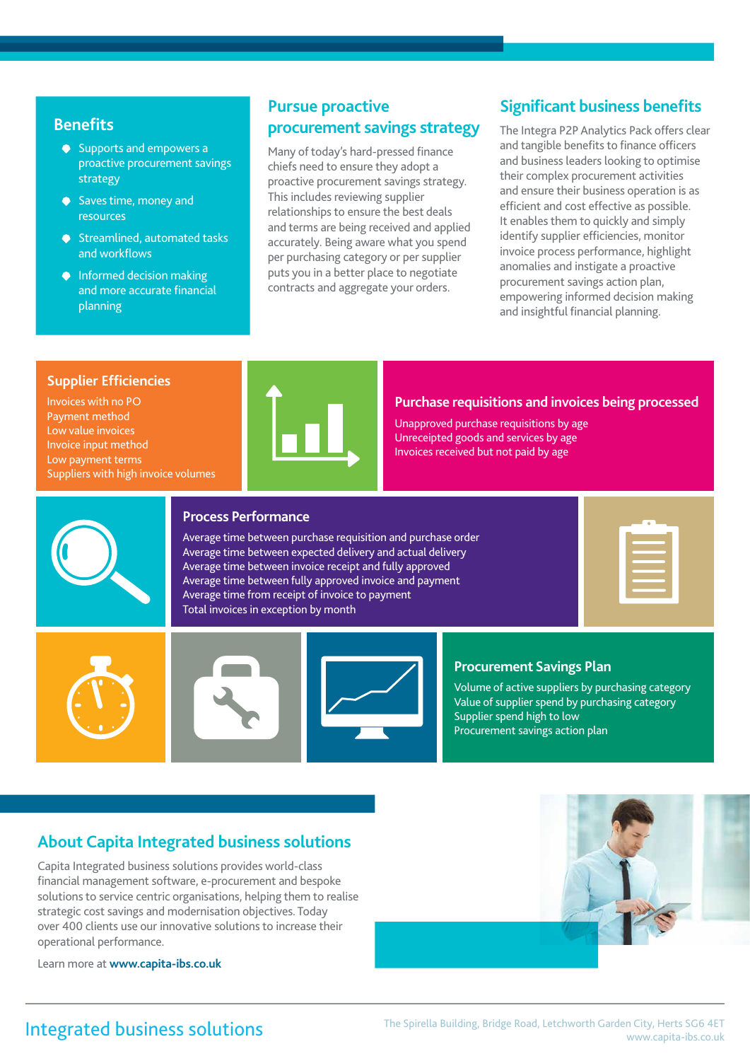## Benefits

- Supports and empowers a proactive procurement savings strategy
- Saves time, money and resources
- Streamlined, automated tasks and workflows
- Informed decision making and more accurate financial planning

## Pursue proactive procurement savings strategy

Many of today's hard-pressed finance chiefs need to ensure they adopt a proactive procurement savings strategy. This includes reviewing supplier relationships to ensure the best deals and terms are being received and applied accurately. Being aware what you spend per purchasing category or per supplier puts you in a better place to negotiate contracts and aggregate your orders.

## Significant business benefits

The Integra P2P Analytics Pack offers clear and tangible benefits to finance officers and business leaders looking to optimise their complex procurement activities and ensure their business operation is as efficient and cost effective as possible. It enables them to quickly and simply identify supplier efficiencies, monitor invoice process performance, highlight anomalies and instigate a proactive procurement savings action plan, empowering informed decision making and insightful financial planning.

### Supplier Efficiencies

Invoices with no PO
Payment method
Low value invoices
Invoice input method
Low payment terms
Suppliers with high invoice volumes

### Purchase requisitions and invoices being processed

Unapproved purchase requisitions by age
Unreceipted goods and services by age
Invoices received but not paid by age

### Process Performance

Average time between purchase requisition and purchase order
Average time between expected delivery and actual delivery
Average time between invoice receipt and fully approved
Average time between fully approved invoice and payment
Average time from receipt of invoice to payment
Total invoices in exception by month

### Procurement Savings Plan

Volume of active suppliers by purchasing category
Value of supplier spend by purchasing category
Supplier spend high to low
Procurement savings action plan

## About Capita Integrated business solutions

Capita Integrated business solutions provides world-class financial management software, e-procurement and bespoke solutions to service centric organisations, helping them to realise strategic cost savings and modernisation objectives. Today over 400 clients use our innovative solutions to increase their operational performance.

Learn more at **www.capita-ibs.co.uk**

Integrated business solutions

The Spirella Building, Bridge Road, Letchworth Garden City, Herts SG6 4ET
www.capita-ibs.co.uk